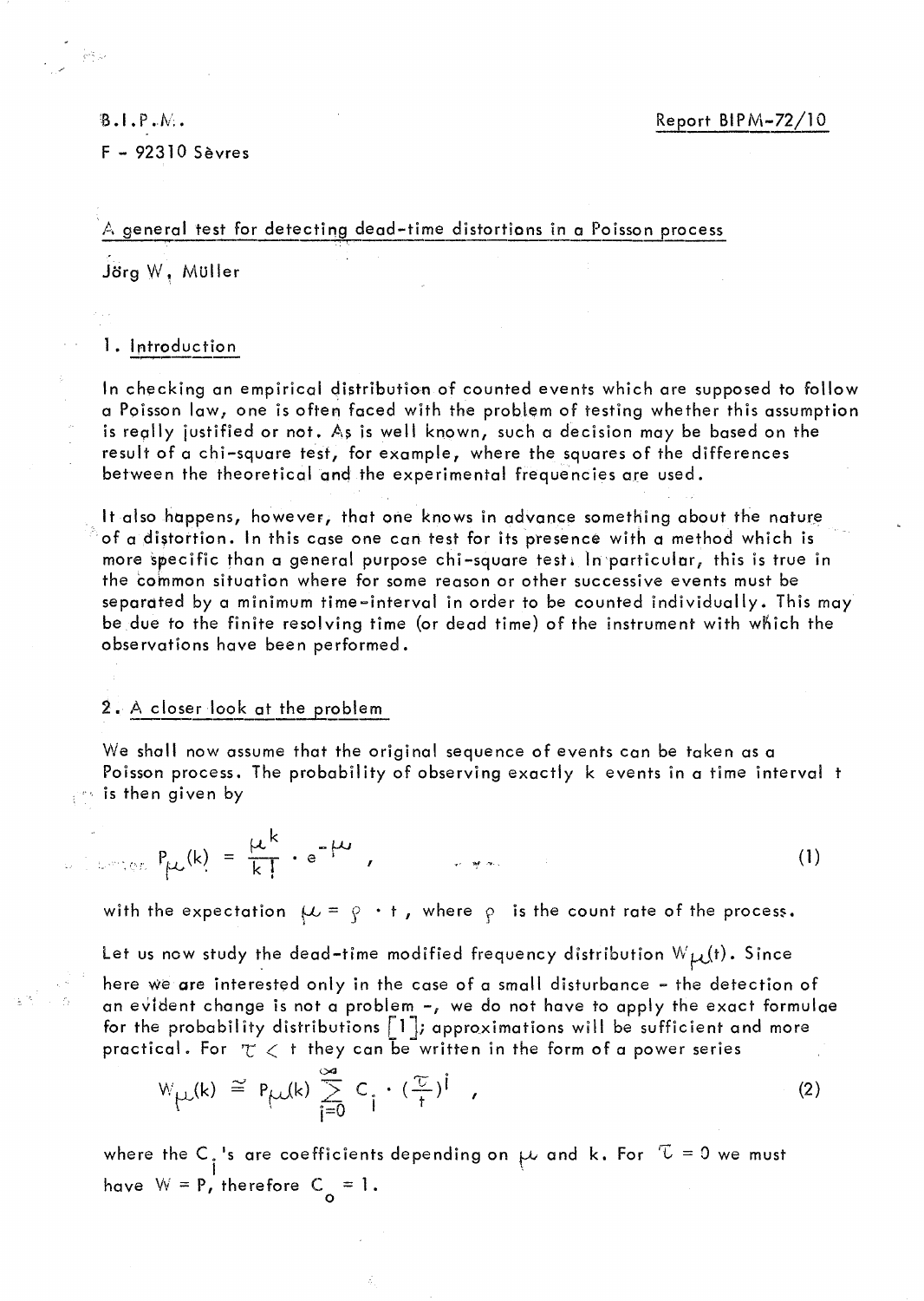B.I.P.M.

F - 92310 Sèvres

Report BIPM-72/10

# A general test for detecting dead-time distortions in a Poisson process

Jörg W. Müller

## 1. Introduction

In checking an empirical distribution of counted events which are supposed to follow a Poisson law, one is often faced with the problem of testing whether this assumption is really justified or not. As is well known, such a decision may be based on the result of a chi-square test, for example, where the squares of the differences between the theoretical and the experimental frequencies are used.

It also happens, however, that one knows in advance something about the nature of a distortion. In this case one can test for its presence with a method which is more specific than a general purpose chi-square test. In particular, this is true in the common situation where for some reason or other successive events must be separated by a minimum time-interval in order to be counted individually. This may be due to the finite resolving time (or dead time) of the instrument with which the observations have been performed.

## 2. A closer look at the problem

We shall now assume that the original sequence of events can be taken as a Poisson process. The probability of observing exactly k events in a time interval t is then given by

$$P_{\mu}(k) = \frac{\mu^k}{k!} \cdot e^{-\mu} , \tag{1}$$

with the expectation $\mu = \rho \cdot t$, where $\rho$ is the count rate of the process.

Let us now study the dead-time modified frequency distribution $W_{\mu}(t)$. Since here we are interested only in the case of a small disturbance - the detection of an evident change is not a problem -, we do not have to apply the exact formulae for the probability distributions [1]; approximations will be sufficient and more practical. For $\tau < t$ they can be written in the form of a power series

$$W_{\mu}(k) \cong P_{\mu}(k) \sum_{i=0}^{\infty} C_i \cdot \left(\frac{\tau}{t}\right)^i , \tag{2}$$

where the $C_i$'s are coefficients depending on $\mu$ and k. For $\tau = 0$ we must have $W = P$, therefore $C_o = 1$.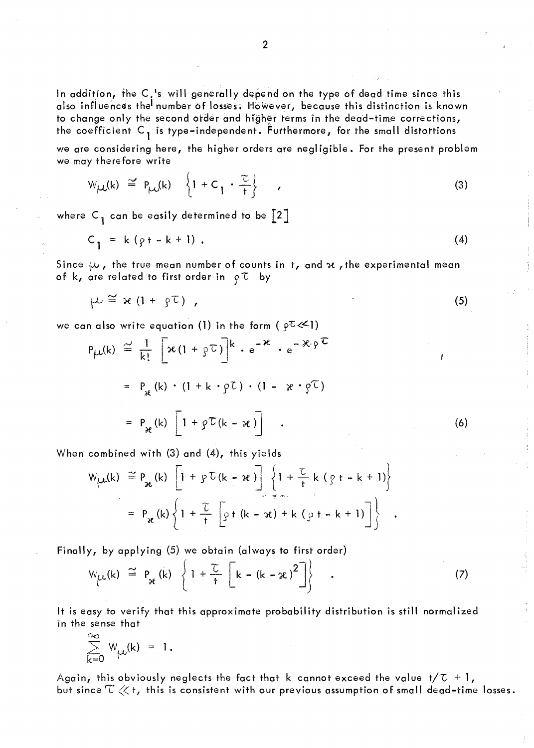In addition, the $C_i$'s will generally depend on the type of dead time since this also influences the number of losses. However, because this distinction is known to change only the second order and higher terms in the dead-time corrections, the coefficient $C_1$ is type-independent. Furthermore, for the small distortions we are considering here, the higher orders are negligible. For the present problem we may therefore write

$$W_\mu(k) \cong P_\mu(k) \left\{1 + C_1 \cdot \frac{\tau}{t}\right\} \quad , \tag{3}$$

where $C_1$ can be easily determined to be [2]

$$C_1 = k(\rho t - k + 1) \ . \tag{4}$$

Since $\mu$, the true mean number of counts in $t$, and $\varkappa$, the experimental mean of $k$, are related to first order in $\rho\tau$ by

$$\mu \cong \varkappa(1 + \rho\tau) \ , \tag{5}$$

we can also write equation (1) in the form ($\rho\tau \ll 1$)

$$\begin{aligned}
P_\mu(k) &\cong \frac{1}{k!}\left[\varkappa(1+\rho\tau)\right]^k \cdot e^{-\varkappa} \cdot e^{-\varkappa\cdot\rho\tau} \\
&= P_\varkappa(k) \cdot (1 + k\cdot\rho\tau) \cdot (1 - \varkappa\cdot\rho\tau) \\
&= P_\varkappa(k)\left[1 + \rho\tau(k - \varkappa)\right] \quad .
\end{aligned} \tag{6}$$

When combined with (3) and (4), this yields

$$\begin{aligned}
W_\mu(k) &\cong P_\varkappa(k)\left[1 + \rho\tau(k-\varkappa)\right]\left\{1 + \frac{\tau}{t}k(\rho t - k + 1)\right\} \\
&= P_\varkappa(k)\left\{1 + \frac{\tau}{t}\left[\rho t(k-\varkappa) + k(\rho t - k + 1)\right]\right\} \quad .
\end{aligned}$$

Finally, by applying (5) we obtain (always to first order)

$$W_\mu(k) \cong P_\varkappa(k)\left\{1 + \frac{\tau}{t}\left[k - (k-\varkappa)^2\right]\right\} \quad . \tag{7}$$

It is easy to verify that this approximate probability distribution is still normalized in the sense that

$$\sum_{k=0}^{\infty} W_\mu(k) = 1 .$$

Again, this obviously neglects the fact that $k$ cannot exceed the value $t/\tau + 1$, but since $\tau \ll t$, this is consistent with our previous assumption of small dead-time losses.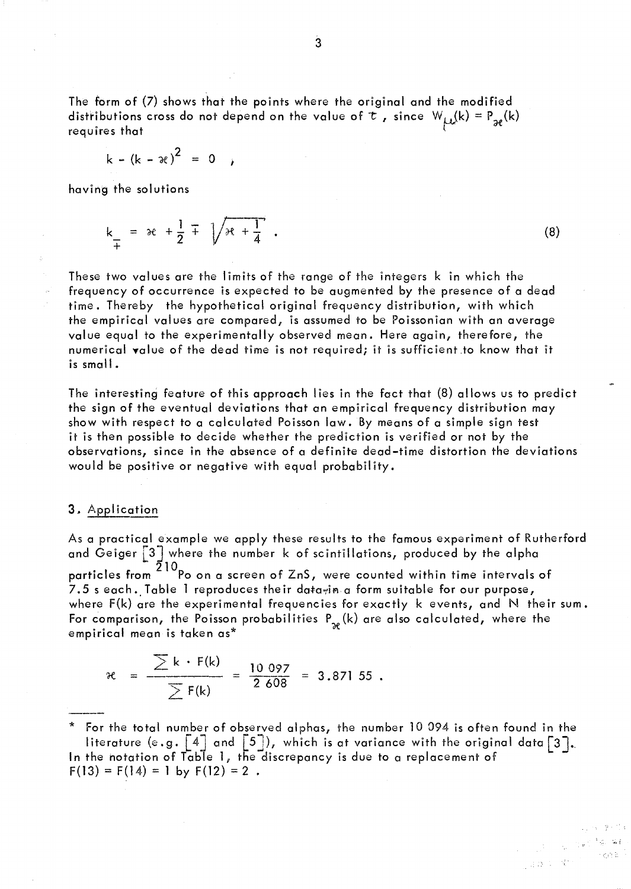The form of (7) shows that the points where the original and the modified distributions cross do not depend on the value of $\tau$, since $W_{\mu}(k) = P_{\varkappa}(k)$ requires that

$$k - (k - \varkappa)^2 = 0 \quad ,$$

having the solutions

$$k_{\mp} = \varkappa + \frac{1}{2} \mp \sqrt{\varkappa + \frac{1}{4}} \ . \tag{8}$$

These two values are the limits of the range of the integers k in which the frequency of occurrence is expected to be augmented by the presence of a dead time. Thereby the hypothetical original frequency distribution, with which the empirical values are compared, is assumed to be Poissonian with an average value equal to the experimentally observed mean. Here again, therefore, the numerical value of the dead time is not required; it is sufficient to know that it is small.

The interesting feature of this approach lies in the fact that (8) allows us to predict the sign of the eventual deviations that an empirical frequency distribution may show with respect to a calculated Poisson law. By means of a simple sign test it is then possible to decide whether the prediction is verified or not by the observations, since in the absence of a definite dead-time distortion the deviations would be positive or negative with equal probability.

## 3. Application

As a practical example we apply these results to the famous experiment of Rutherford and Geiger [3] where the number k of scintillations, produced by the alpha particles from $^{210}$Po on a screen of ZnS, were counted within time intervals of 7.5 s each. Table 1 reproduces their data in a form suitable for our purpose, where F(k) are the experimental frequencies for exactly k events, and N their sum. For comparison, the Poisson probabilities $P_{\varkappa}(k)$ are also calculated, where the empirical mean is taken as*

$$\varkappa = \frac{\sum k \cdot F(k)}{\sum F(k)} = \frac{10\,097}{2\,608} = 3.871\,55 \ .$$

---

\* For the total number of observed alphas, the number 10 094 is often found in the literature (e.g. [4] and [5]), which is at variance with the original data [3]. In the notation of Table 1, the discrepancy is due to a replacement of $F(13) = F(14) = 1$ by $F(12) = 2$ .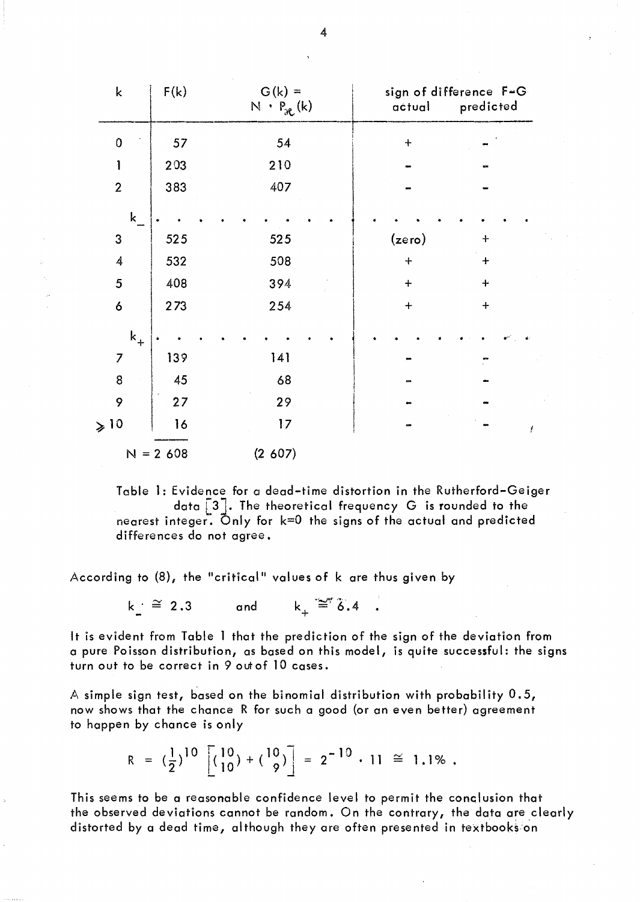| $k$ | $F(k)$ | $G(k) = N \cdot P_{\mathcal{R}}(k)$ | sign of difference $F-G$ actual | predicted |
|---|---|---|---|---|
| 0 | 57 | 54 | + | – |
| 1 | 203 | 210 | – | – |
| 2 | 383 | 407 | – | – |
| $k_-$ | . . . | . . . | . . . | . . . |
| 3 | 525 | 525 | (zero) | + |
| 4 | 532 | 508 | + | + |
| 5 | 408 | 394 | + | + |
| 6 | 273 | 254 | + | + |
| $k_+$ | . . . | . . . | . . . | . . . |
| 7 | 139 | 141 | – | – |
| 8 | 45 | 68 | – | – |
| 9 | 27 | 29 | – | – |
| $\geqslant 10$ | 16 | 17 | – | – |
| | $N = 2\,608$ | $(2\,607)$ | | |

Table 1: Evidence for a dead-time distortion in the Rutherford-Geiger data [3]. The theoretical frequency G is rounded to the nearest integer. Only for k=0 the signs of the actual and predicted differences do not agree.

According to (8), the "critical" values of k are thus given by

$$k_- \cong 2.3 \qquad \text{and} \qquad k_+ \cong 6.4 \quad .$$

It is evident from Table 1 that the prediction of the sign of the deviation from a pure Poisson distribution, as based on this model, is quite successful: the signs turn out to be correct in 9 out of 10 cases.

A simple sign test, based on the binomial distribution with probability 0.5, now shows that the chance R for such a good (or an even better) agreement to happen by chance is only

$$R = \left(\frac{1}{2}\right)^{10} \left[\binom{10}{10} + \binom{10}{9}\right] = 2^{-10} \cdot 11 \cong 1.1\% \;.$$

This seems to be a reasonable confidence level to permit the conclusion that the observed deviations cannot be random. On the contrary, the data are clearly distorted by a dead time, although they are often presented in textbooks on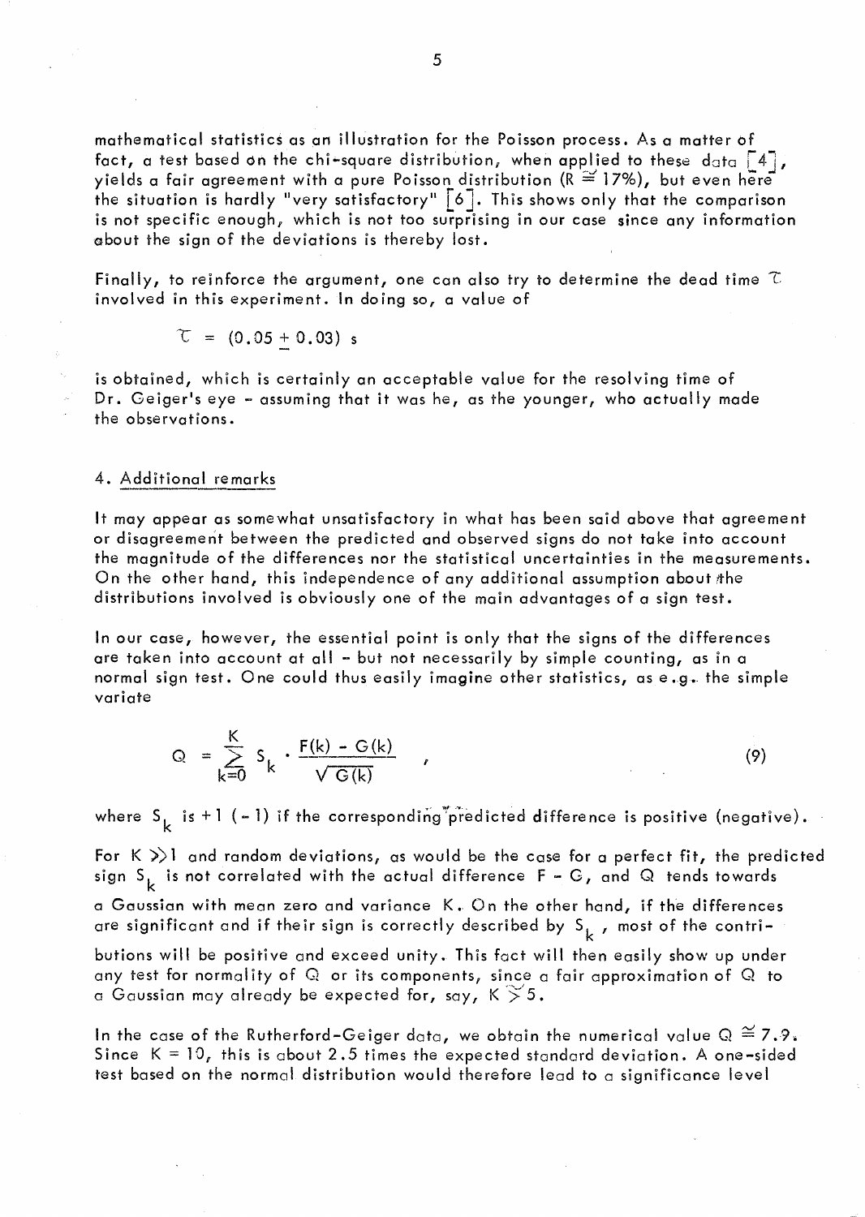mathematical statistics as an illustration for the Poisson process. As a matter of fact, a test based on the chi-square distribution, when applied to these data [4], yields a fair agreement with a pure Poisson distribution ($R \cong 17\%$), but even here the situation is hardly "very satisfactory" [6]. This shows only that the comparison is not specific enough, which is not too surprising in our case since any information about the sign of the deviations is thereby lost.

Finally, to reinforce the argument, one can also try to determine the dead time $\tau$ involved in this experiment. In doing so, a value of

$$\tau = (0.05 \pm 0.03) \text{ s}$$

is obtained, which is certainly an acceptable value for the resolving time of Dr. Geiger's eye - assuming that it was he, as the younger, who actually made the observations.

## 4. Additional remarks

It may appear as somewhat unsatisfactory in what has been said above that agreement or disagreement between the predicted and observed signs do not take into account the magnitude of the differences nor the statistical uncertainties in the measurements. On the other hand, this independence of any additional assumption about the distributions involved is obviously one of the main advantages of a sign test.

In our case, however, the essential point is only that the signs of the differences are taken into account at all - but not necessarily by simple counting, as in a normal sign test. One could thus easily imagine other statistics, as e.g. the simple variate

$$Q = \sum_{k=0}^{K} S_k \cdot \frac{F(k) - G(k)}{\sqrt{G(k)}} \quad , \tag{9}$$

where $S_k$ is $+1$ ($-1$) if the corresponding predicted difference is positive (negative).

For $K \gg 1$ and random deviations, as would be the case for a perfect fit, the predicted sign $S_k$ is not correlated with the actual difference $F - G$, and $Q$ tends towards a Gaussian with mean zero and variance $K$. On the other hand, if the differences are significant and if their sign is correctly described by $S_k$, most of the contributions will be positive and exceed unity. This fact will then easily show up under any test for normality of $Q$ or its components, since a fair approximation of $Q$ to a Gaussian may already be expected for, say, $K \gtrsim 5$.

In the case of the Rutherford-Geiger data, we obtain the numerical value $Q \cong 7.9$. Since $K = 10$, this is about 2.5 times the expected standard deviation. A one-sided test based on the normal distribution would therefore lead to a significance level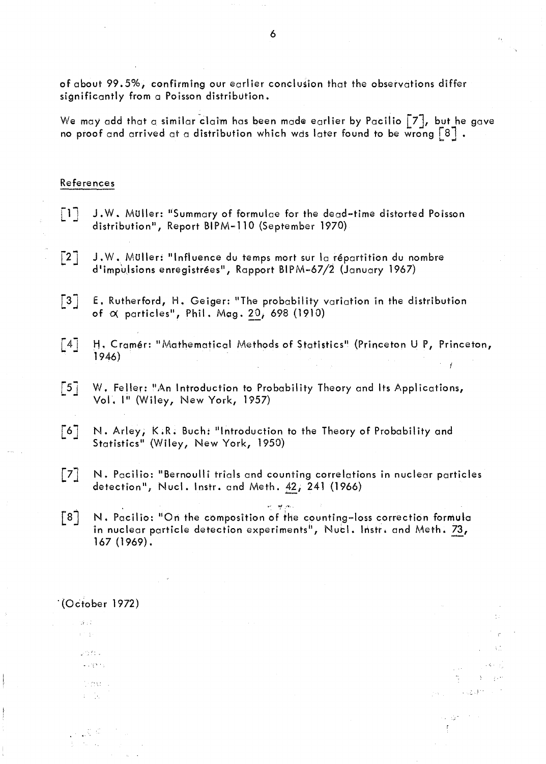of about 99.5%, confirming our earlier conclusion that the observations differ significantly from a Poisson distribution.

We may add that a similar claim has been made earlier by Pacilio [7], but he gave no proof and arrived at a distribution which was later found to be wrong [8].

## References

[1] J.W. Müller: "Summary of formulae for the dead-time distorted Poisson distribution", Report BIPM-110 (September 1970)

[2] J.W. Müller: "Influence du temps mort sur la répartition du nombre d'impulsions enregistrées", Rapport BIPM-67/2 (January 1967)

[3] E. Rutherford, H. Geiger: "The probability variation in the distribution of $\alpha$ particles", Phil. Mag. 20, 698 (1910)

[4] H. Cramér: "Mathematical Methods of Statistics" (Princeton U P, Princeton, 1946)

[5] W. Feller: "An Introduction to Probability Theory and Its Applications, Vol. I" (Wiley, New York, 1957)

[6] N. Arley, K.R. Buch: "Introduction to the Theory of Probability and Statistics" (Wiley, New York, 1950)

[7] N. Pacilio: "Bernoulli trials and counting correlations in nuclear particles detection", Nucl. Instr. and Meth. 42, 241 (1966)

[8] N. Pacilio: "On the composition of the counting-loss correction formula in nuclear particle detection experiments", Nucl. Instr. and Meth. 73, 167 (1969).

(October 1972)